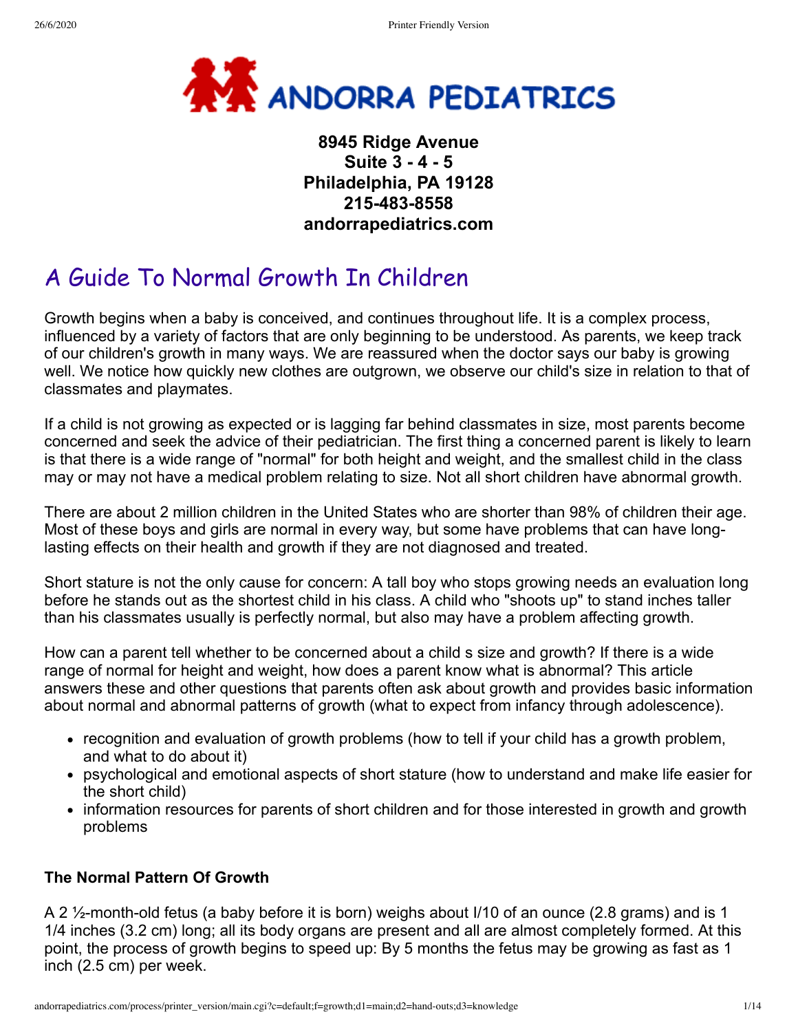# ANDORRA PEDIATRICS

**8945 Ridge Avenue**
**Suite 3 - 4 - 5**
**Philadelphia, PA 19128**
**215-483-8558**
**andorrapediatrics.com**

## A Guide To Normal Growth In Children

Growth begins when a baby is conceived, and continues throughout life. It is a complex process, influenced by a variety of factors that are only beginning to be understood. As parents, we keep track of our children's growth in many ways. We are reassured when the doctor says our baby is growing well. We notice how quickly new clothes are outgrown, we observe our child's size in relation to that of classmates and playmates.

If a child is not growing as expected or is lagging far behind classmates in size, most parents become concerned and seek the advice of their pediatrician. The first thing a concerned parent is likely to learn is that there is a wide range of "normal" for both height and weight, and the smallest child in the class may or may not have a medical problem relating to size. Not all short children have abnormal growth.

There are about 2 million children in the United States who are shorter than 98% of children their age. Most of these boys and girls are normal in every way, but some have problems that can have long-lasting effects on their health and growth if they are not diagnosed and treated.

Short stature is not the only cause for concern: A tall boy who stops growing needs an evaluation long before he stands out as the shortest child in his class. A child who "shoots up" to stand inches taller than his classmates usually is perfectly normal, but also may have a problem affecting growth.

How can a parent tell whether to be concerned about a child s size and growth? If there is a wide range of normal for height and weight, how does a parent know what is abnormal? This article answers these and other questions that parents often ask about growth and provides basic information about normal and abnormal patterns of growth (what to expect from infancy through adolescence).

- recognition and evaluation of growth problems (how to tell if your child has a growth problem, and what to do about it)
- psychological and emotional aspects of short stature (how to understand and make life easier for the short child)
- information resources for parents of short children and for those interested in growth and growth problems

### The Normal Pattern Of Growth

A 2 ½-month-old fetus (a baby before it is born) weighs about l/10 of an ounce (2.8 grams) and is 1 1/4 inches (3.2 cm) long; all its body organs are present and all are almost completely formed. At this point, the process of growth begins to speed up: By 5 months the fetus may be growing as fast as 1 inch (2.5 cm) per week.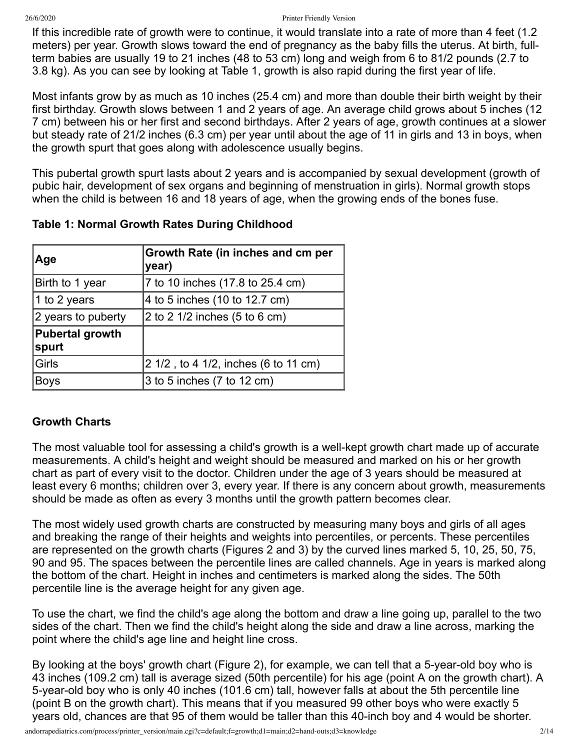If this incredible rate of growth were to continue, it would translate into a rate of more than 4 feet (1.2 meters) per year. Growth slows toward the end of pregnancy as the baby fills the uterus. At birth, full-term babies are usually 19 to 21 inches (48 to 53 cm) long and weigh from 6 to 81/2 pounds (2.7 to 3.8 kg). As you can see by looking at Table 1, growth is also rapid during the first year of life.

Most infants grow by as much as 10 inches (25.4 cm) and more than double their birth weight by their first birthday. Growth slows between 1 and 2 years of age. An average child grows about 5 inches (12 7 cm) between his or her first and second birthdays. After 2 years of age, growth continues at a slower but steady rate of 21/2 inches (6.3 cm) per year until about the age of 11 in girls and 13 in boys, when the growth spurt that goes along with adolescence usually begins.

This pubertal growth spurt lasts about 2 years and is accompanied by sexual development (growth of pubic hair, development of sex organs and beginning of menstruation in girls). Normal growth stops when the child is between 16 and 18 years of age, when the growing ends of the bones fuse.

**Table 1: Normal Growth Rates During Childhood**

| Age | Growth Rate (in inches and cm per year) |
|---|---|
| Birth to 1 year | 7 to 10 inches (17.8 to 25.4 cm) |
| 1 to 2 years | 4 to 5 inches (10 to 12.7 cm) |
| 2 years to puberty | 2 to 2 1/2 inches (5 to 6 cm) |
| **Pubertal growth spurt** | |
| Girls | 2 1/2 , to 4 1/2, inches (6 to 11 cm) |
| Boys | 3 to 5 inches (7 to 12 cm) |

## Growth Charts

The most valuable tool for assessing a child's growth is a well-kept growth chart made up of accurate measurements. A child's height and weight should be measured and marked on his or her growth chart as part of every visit to the doctor. Children under the age of 3 years should be measured at least every 6 months; children over 3, every year. If there is any concern about growth, measurements should be made as often as every 3 months until the growth pattern becomes clear.

The most widely used growth charts are constructed by measuring many boys and girls of all ages and breaking the range of their heights and weights into percentiles, or percents. These percentiles are represented on the growth charts (Figures 2 and 3) by the curved lines marked 5, 10, 25, 50, 75, 90 and 95. The spaces between the percentile lines are called channels. Age in years is marked along the bottom of the chart. Height in inches and centimeters is marked along the sides. The 50th percentile line is the average height for any given age.

To use the chart, we find the child's age along the bottom and draw a line going up, parallel to the two sides of the chart. Then we find the child's height along the side and draw a line across, marking the point where the child's age line and height line cross.

By looking at the boys' growth chart (Figure 2), for example, we can tell that a 5-year-old boy who is 43 inches (109.2 cm) tall is average sized (50th percentile) for his age (point A on the growth chart). A 5-year-old boy who is only 40 inches (101.6 cm) tall, however falls at about the 5th percentile line (point B on the growth chart). This means that if you measured 99 other boys who were exactly 5 years old, chances are that 95 of them would be taller than this 40-inch boy and 4 would be shorter.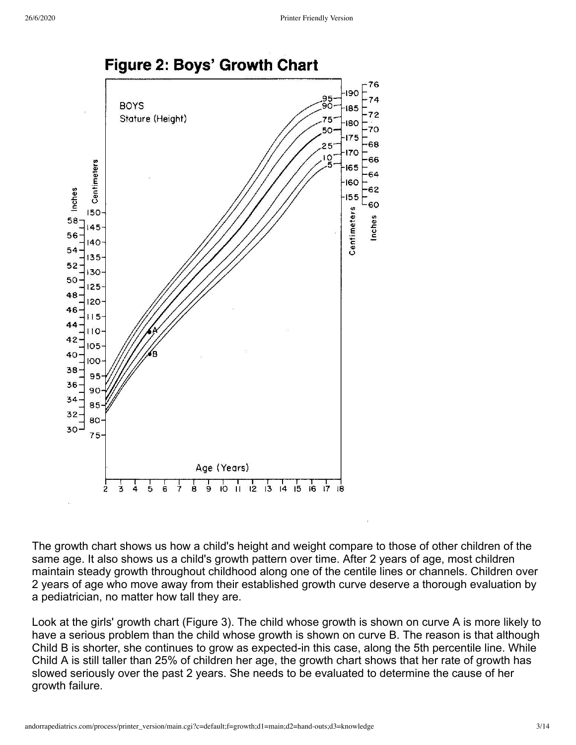## Figure 2: Boys' Growth Chart

The growth chart shows us how a child's height and weight compare to those of other children of the same age. It also shows us a child's growth pattern over time. After 2 years of age, most children maintain steady growth throughout childhood along one of the centile lines or channels. Children over 2 years of age who move away from their established growth curve deserve a thorough evaluation by a pediatrician, no matter how tall they are.

Look at the girls' growth chart (Figure 3). The child whose growth is shown on curve A is more likely to have a serious problem than the child whose growth is shown on curve B. The reason is that although Child B is shorter, she continues to grow as expected-in this case, along the 5th percentile line. While Child A is still taller than 25% of children her age, the growth chart shows that her rate of growth has slowed seriously over the past 2 years. She needs to be evaluated to determine the cause of her growth failure.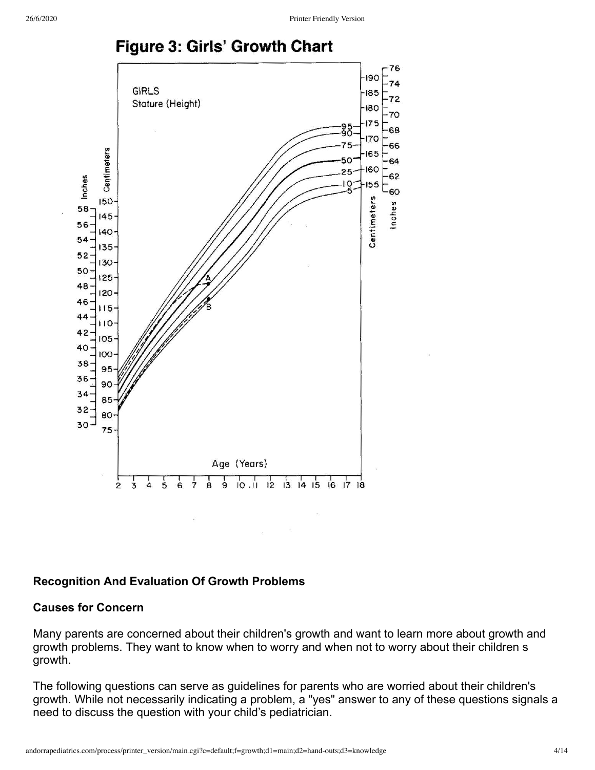## Figure 3: Girls' Growth Chart

### Recognition And Evaluation Of Growth Problems

### Causes for Concern

Many parents are concerned about their children's growth and want to learn more about growth and growth problems. They want to know when to worry and when not to worry about their children s growth.

The following questions can serve as guidelines for parents who are worried about their children's growth. While not necessarily indicating a problem, a "yes" answer to any of these questions signals a need to discuss the question with your child's pediatrician.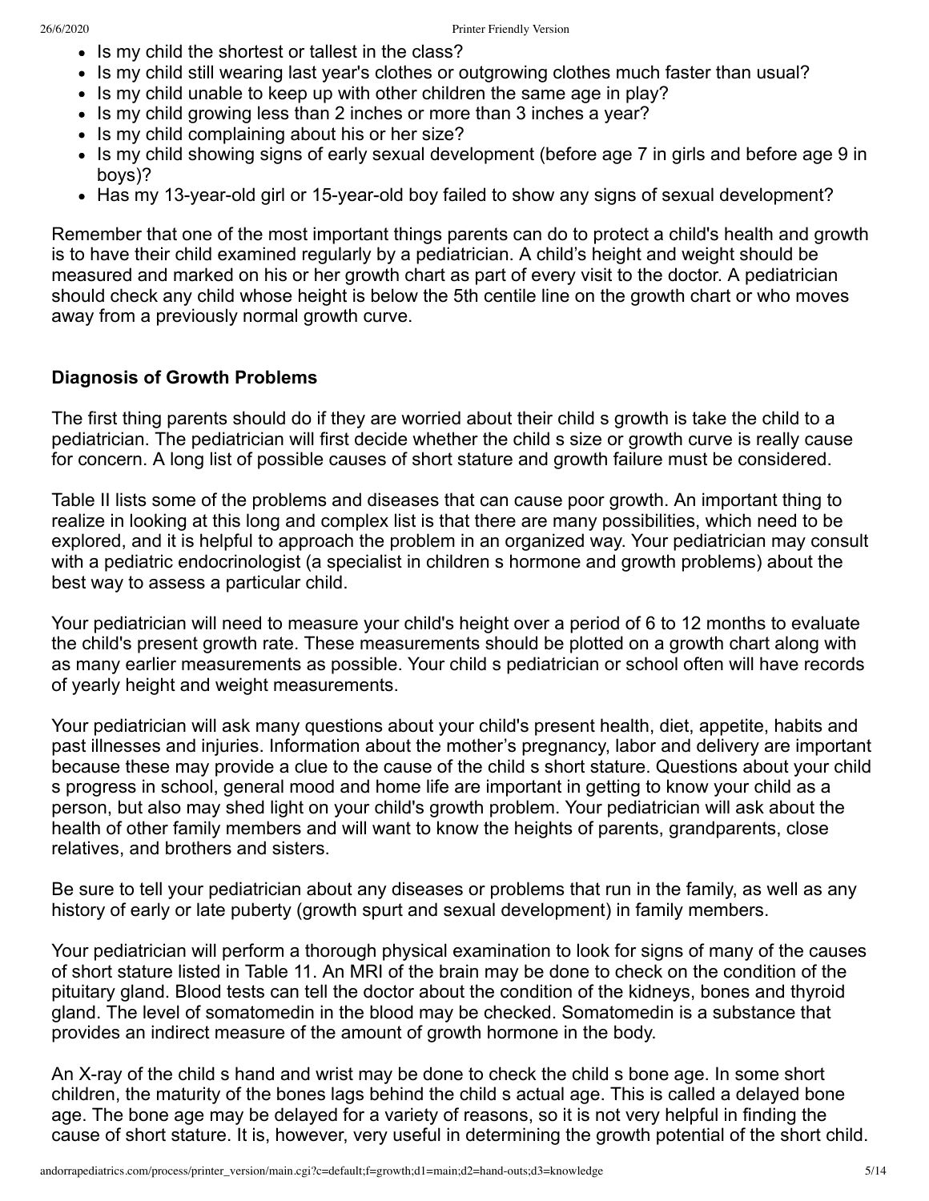- Is my child the shortest or tallest in the class?
- Is my child still wearing last year's clothes or outgrowing clothes much faster than usual?
- Is my child unable to keep up with other children the same age in play?
- Is my child growing less than 2 inches or more than 3 inches a year?
- Is my child complaining about his or her size?
- Is my child showing signs of early sexual development (before age 7 in girls and before age 9 in boys)?
- Has my 13-year-old girl or 15-year-old boy failed to show any signs of sexual development?

Remember that one of the most important things parents can do to protect a child's health and growth is to have their child examined regularly by a pediatrician. A child’s height and weight should be measured and marked on his or her growth chart as part of every visit to the doctor. A pediatrician should check any child whose height is below the 5th centile line on the growth chart or who moves away from a previously normal growth curve.

**Diagnosis of Growth Problems**

The first thing parents should do if they are worried about their child s growth is take the child to a pediatrician. The pediatrician will first decide whether the child s size or growth curve is really cause for concern. A long list of possible causes of short stature and growth failure must be considered.

Table II lists some of the problems and diseases that can cause poor growth. An important thing to realize in looking at this long and complex list is that there are many possibilities, which need to be explored, and it is helpful to approach the problem in an organized way. Your pediatrician may consult with a pediatric endocrinologist (a specialist in children s hormone and growth problems) about the best way to assess a particular child.

Your pediatrician will need to measure your child's height over a period of 6 to 12 months to evaluate the child's present growth rate. These measurements should be plotted on a growth chart along with as many earlier measurements as possible. Your child s pediatrician or school often will have records of yearly height and weight measurements.

Your pediatrician will ask many questions about your child's present health, diet, appetite, habits and past illnesses and injuries. Information about the mother’s pregnancy, labor and delivery are important because these may provide a clue to the cause of the child s short stature. Questions about your child s progress in school, general mood and home life are important in getting to know your child as a person, but also may shed light on your child's growth problem. Your pediatrician will ask about the health of other family members and will want to know the heights of parents, grandparents, close relatives, and brothers and sisters.

Be sure to tell your pediatrician about any diseases or problems that run in the family, as well as any history of early or late puberty (growth spurt and sexual development) in family members.

Your pediatrician will perform a thorough physical examination to look for signs of many of the causes of short stature listed in Table 11. An MRI of the brain may be done to check on the condition of the pituitary gland. Blood tests can tell the doctor about the condition of the kidneys, bones and thyroid gland. The level of somatomedin in the blood may be checked. Somatomedin is a substance that provides an indirect measure of the amount of growth hormone in the body.

An X-ray of the child s hand and wrist may be done to check the child s bone age. In some short children, the maturity of the bones lags behind the child s actual age. This is called a delayed bone age. The bone age may be delayed for a variety of reasons, so it is not very helpful in finding the cause of short stature. It is, however, very useful in determining the growth potential of the short child.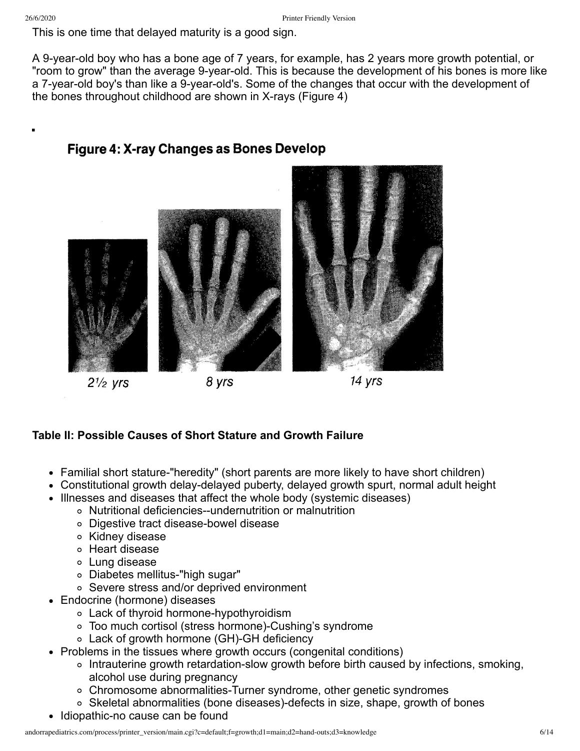This is one time that delayed maturity is a good sign.

A 9-year-old boy who has a bone age of 7 years, for example, has 2 years more growth potential, or "room to grow" than the average 9-year-old. This is because the development of his bones is more like a 7-year-old boy's than like a 9-year-old's. Some of the changes that occur with the development of the bones throughout childhood are shown in X-rays (Figure 4)

**Figure 4: X-ray Changes as Bones Develop**

2½ yrs | 8 yrs | 14 yrs

**Table II: Possible Causes of Short Stature and Growth Failure**

- Familial short stature-"heredity" (short parents are more likely to have short children)
- Constitutional growth delay-delayed puberty, delayed growth spurt, normal adult height
- Illnesses and diseases that affect the whole body (systemic diseases)
  - Nutritional deficiencies--undernutrition or malnutrition
  - Digestive tract disease-bowel disease
  - Kidney disease
  - Heart disease
  - Lung disease
  - Diabetes mellitus-"high sugar"
  - Severe stress and/or deprived environment
- Endocrine (hormone) diseases
  - Lack of thyroid hormone-hypothyroidism
  - Too much cortisol (stress hormone)-Cushing's syndrome
  - Lack of growth hormone (GH)-GH deficiency
- Problems in the tissues where growth occurs (congenital conditions)
  - Intrauterine growth retardation-slow growth before birth caused by infections, smoking, alcohol use during pregnancy
  - Chromosome abnormalities-Turner syndrome, other genetic syndromes
  - Skeletal abnormalities (bone diseases)-defects in size, shape, growth of bones
- Idiopathic-no cause can be found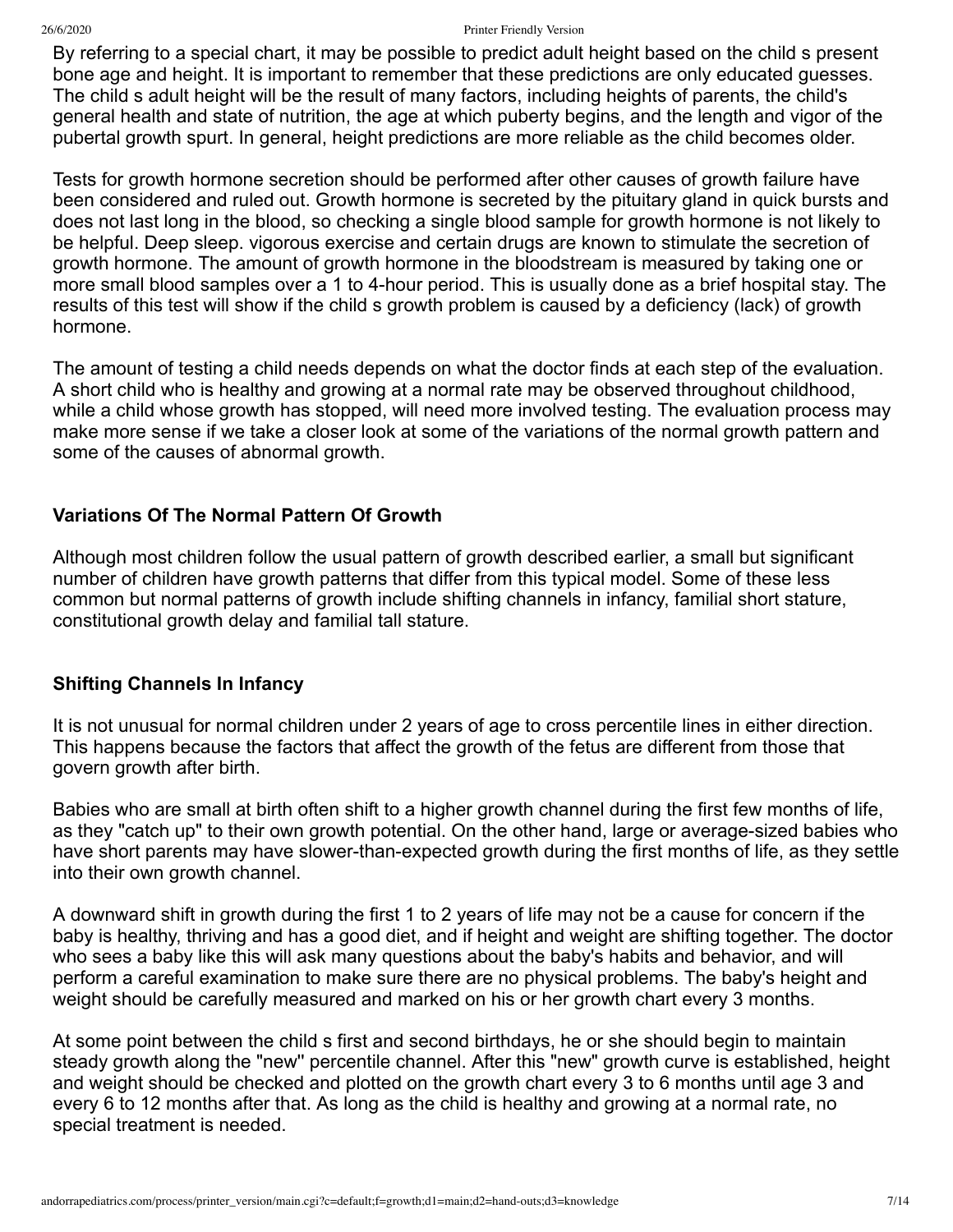By referring to a special chart, it may be possible to predict adult height based on the child s present bone age and height. It is important to remember that these predictions are only educated guesses. The child s adult height will be the result of many factors, including heights of parents, the child's general health and state of nutrition, the age at which puberty begins, and the length and vigor of the pubertal growth spurt. In general, height predictions are more reliable as the child becomes older.

Tests for growth hormone secretion should be performed after other causes of growth failure have been considered and ruled out. Growth hormone is secreted by the pituitary gland in quick bursts and does not last long in the blood, so checking a single blood sample for growth hormone is not likely to be helpful. Deep sleep. vigorous exercise and certain drugs are known to stimulate the secretion of growth hormone. The amount of growth hormone in the bloodstream is measured by taking one or more small blood samples over a 1 to 4-hour period. This is usually done as a brief hospital stay. The results of this test will show if the child s growth problem is caused by a deficiency (lack) of growth hormone.

The amount of testing a child needs depends on what the doctor finds at each step of the evaluation. A short child who is healthy and growing at a normal rate may be observed throughout childhood, while a child whose growth has stopped, will need more involved testing. The evaluation process may make more sense if we take a closer look at some of the variations of the normal growth pattern and some of the causes of abnormal growth.

## Variations Of The Normal Pattern Of Growth

Although most children follow the usual pattern of growth described earlier, a small but significant number of children have growth patterns that differ from this typical model. Some of these less common but normal patterns of growth include shifting channels in infancy, familial short stature, constitutional growth delay and familial tall stature.

## Shifting Channels In Infancy

It is not unusual for normal children under 2 years of age to cross percentile lines in either direction. This happens because the factors that affect the growth of the fetus are different from those that govern growth after birth.

Babies who are small at birth often shift to a higher growth channel during the first few months of life, as they "catch up" to their own growth potential. On the other hand, large or average-sized babies who have short parents may have slower-than-expected growth during the first months of life, as they settle into their own growth channel.

A downward shift in growth during the first 1 to 2 years of life may not be a cause for concern if the baby is healthy, thriving and has a good diet, and if height and weight are shifting together. The doctor who sees a baby like this will ask many questions about the baby's habits and behavior, and will perform a careful examination to make sure there are no physical problems. The baby's height and weight should be carefully measured and marked on his or her growth chart every 3 months.

At some point between the child s first and second birthdays, he or she should begin to maintain steady growth along the "new" percentile channel. After this "new" growth curve is established, height and weight should be checked and plotted on the growth chart every 3 to 6 months until age 3 and every 6 to 12 months after that. As long as the child is healthy and growing at a normal rate, no special treatment is needed.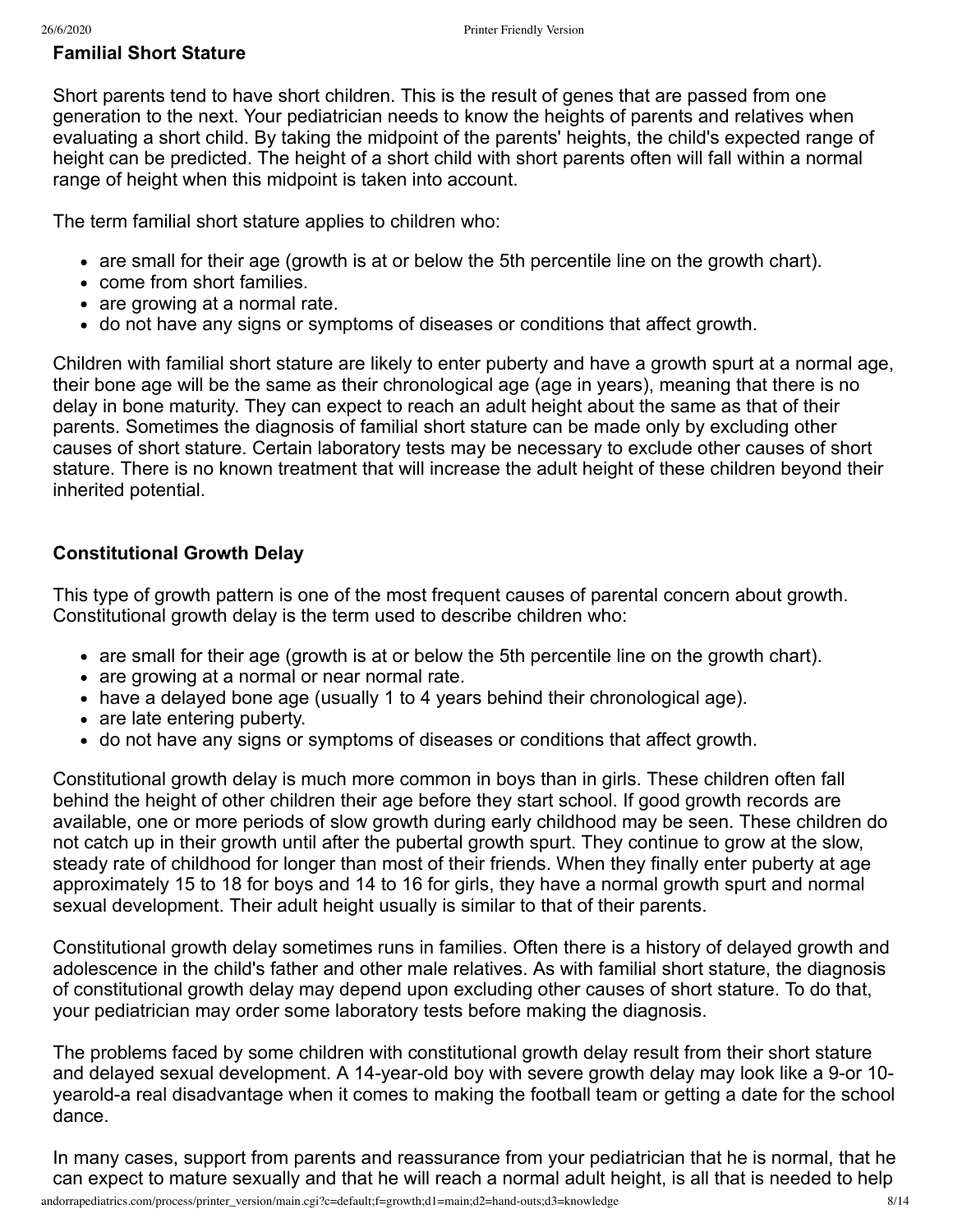## Familial Short Stature

Short parents tend to have short children. This is the result of genes that are passed from one generation to the next. Your pediatrician needs to know the heights of parents and relatives when evaluating a short child. By taking the midpoint of the parents' heights, the child's expected range of height can be predicted. The height of a short child with short parents often will fall within a normal range of height when this midpoint is taken into account.

The term familial short stature applies to children who:

- are small for their age (growth is at or below the 5th percentile line on the growth chart).
- come from short families.
- are growing at a normal rate.
- do not have any signs or symptoms of diseases or conditions that affect growth.

Children with familial short stature are likely to enter puberty and have a growth spurt at a normal age, their bone age will be the same as their chronological age (age in years), meaning that there is no delay in bone maturity. They can expect to reach an adult height about the same as that of their parents. Sometimes the diagnosis of familial short stature can be made only by excluding other causes of short stature. Certain laboratory tests may be necessary to exclude other causes of short stature. There is no known treatment that will increase the adult height of these children beyond their inherited potential.

## Constitutional Growth Delay

This type of growth pattern is one of the most frequent causes of parental concern about growth. Constitutional growth delay is the term used to describe children who:

- are small for their age (growth is at or below the 5th percentile line on the growth chart).
- are growing at a normal or near normal rate.
- have a delayed bone age (usually 1 to 4 years behind their chronological age).
- are late entering puberty.
- do not have any signs or symptoms of diseases or conditions that affect growth.

Constitutional growth delay is much more common in boys than in girls. These children often fall behind the height of other children their age before they start school. If good growth records are available, one or more periods of slow growth during early childhood may be seen. These children do not catch up in their growth until after the pubertal growth spurt. They continue to grow at the slow, steady rate of childhood for longer than most of their friends. When they finally enter puberty at age approximately 15 to 18 for boys and 14 to 16 for girls, they have a normal growth spurt and normal sexual development. Their adult height usually is similar to that of their parents.

Constitutional growth delay sometimes runs in families. Often there is a history of delayed growth and adolescence in the child's father and other male relatives. As with familial short stature, the diagnosis of constitutional growth delay may depend upon excluding other causes of short stature. To do that, your pediatrician may order some laboratory tests before making the diagnosis.

The problems faced by some children with constitutional growth delay result from their short stature and delayed sexual development. A 14-year-old boy with severe growth delay may look like a 9-or 10-yearold-a real disadvantage when it comes to making the football team or getting a date for the school dance.

In many cases, support from parents and reassurance from your pediatrician that he is normal, that he can expect to mature sexually and that he will reach a normal adult height, is all that is needed to help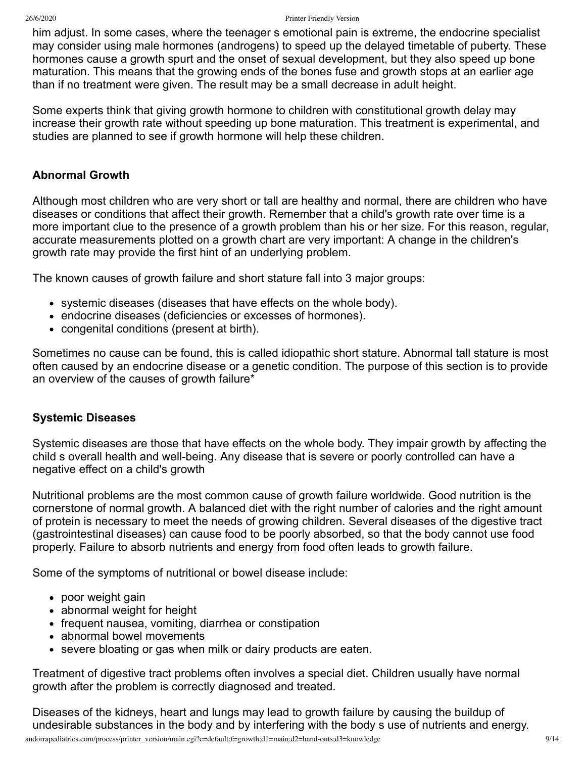him adjust. In some cases, where the teenager s emotional pain is extreme, the endocrine specialist may consider using male hormones (androgens) to speed up the delayed timetable of puberty. These hormones cause a growth spurt and the onset of sexual development, but they also speed up bone maturation. This means that the growing ends of the bones fuse and growth stops at an earlier age than if no treatment were given. The result may be a small decrease in adult height.

Some experts think that giving growth hormone to children with constitutional growth delay may increase their growth rate without speeding up bone maturation. This treatment is experimental, and studies are planned to see if growth hormone will help these children.

### Abnormal Growth

Although most children who are very short or tall are healthy and normal, there are children who have diseases or conditions that affect their growth. Remember that a child's growth rate over time is a more important clue to the presence of a growth problem than his or her size. For this reason, regular, accurate measurements plotted on a growth chart are very important: A change in the children's growth rate may provide the first hint of an underlying problem.

The known causes of growth failure and short stature fall into 3 major groups:

- systemic diseases (diseases that have effects on the whole body).
- endocrine diseases (deficiencies or excesses of hormones).
- congenital conditions (present at birth).

Sometimes no cause can be found, this is called idiopathic short stature. Abnormal tall stature is most often caused by an endocrine disease or a genetic condition. The purpose of this section is to provide an overview of the causes of growth failure*

### Systemic Diseases

Systemic diseases are those that have effects on the whole body. They impair growth by affecting the child s overall health and well-being. Any disease that is severe or poorly controlled can have a negative effect on a child's growth

Nutritional problems are the most common cause of growth failure worldwide. Good nutrition is the cornerstone of normal growth. A balanced diet with the right number of calories and the right amount of protein is necessary to meet the needs of growing children. Several diseases of the digestive tract (gastrointestinal diseases) can cause food to be poorly absorbed, so that the body cannot use food properly. Failure to absorb nutrients and energy from food often leads to growth failure.

Some of the symptoms of nutritional or bowel disease include:

- poor weight gain
- abnormal weight for height
- frequent nausea, vomiting, diarrhea or constipation
- abnormal bowel movements
- severe bloating or gas when milk or dairy products are eaten.

Treatment of digestive tract problems often involves a special diet. Children usually have normal growth after the problem is correctly diagnosed and treated.

Diseases of the kidneys, heart and lungs may lead to growth failure by causing the buildup of undesirable substances in the body and by interfering with the body s use of nutrients and energy.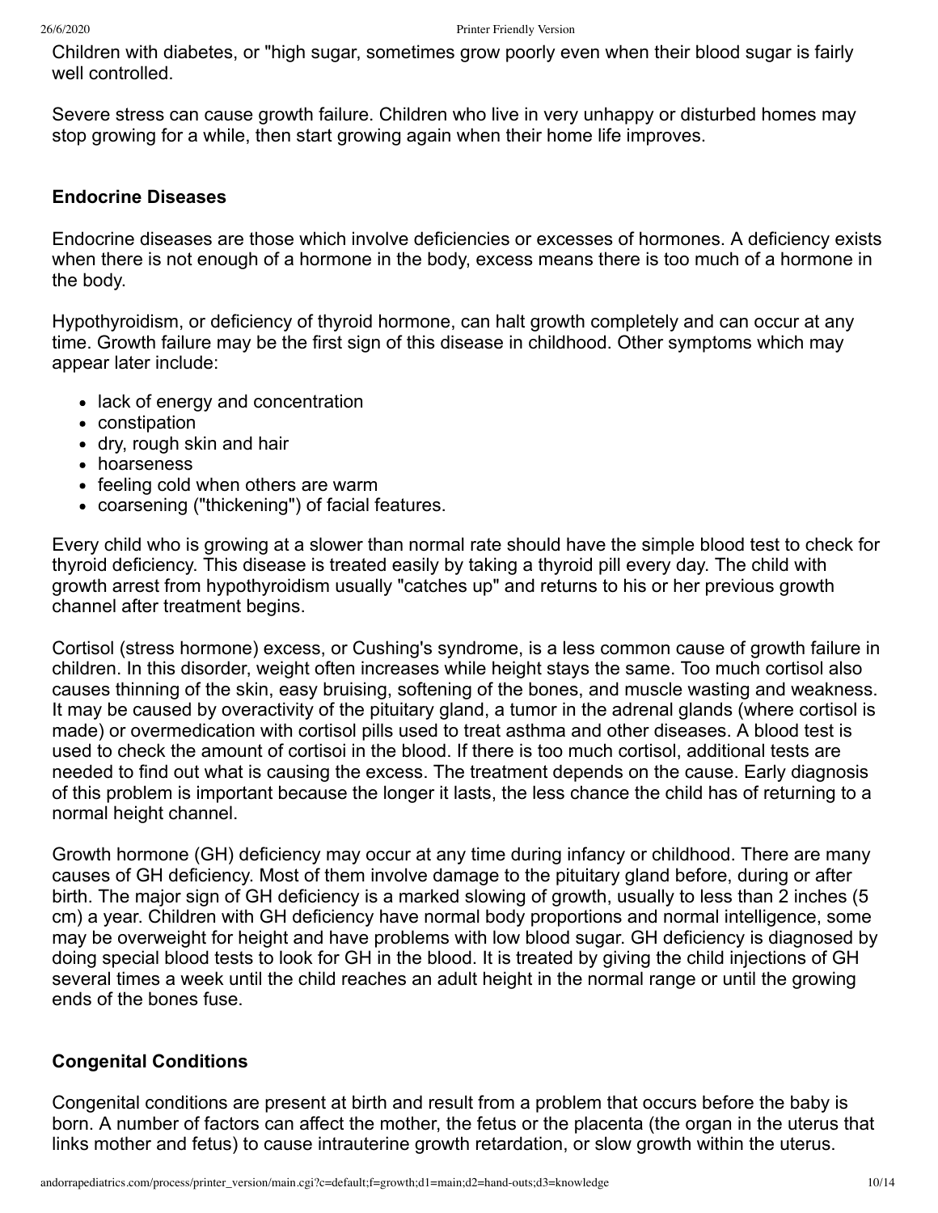Children with diabetes, or "high sugar, sometimes grow poorly even when their blood sugar is fairly well controlled.

Severe stress can cause growth failure. Children who live in very unhappy or disturbed homes may stop growing for a while, then start growing again when their home life improves.

### Endocrine Diseases

Endocrine diseases are those which involve deficiencies or excesses of hormones. A deficiency exists when there is not enough of a hormone in the body, excess means there is too much of a hormone in the body.

Hypothyroidism, or deficiency of thyroid hormone, can halt growth completely and can occur at any time. Growth failure may be the first sign of this disease in childhood. Other symptoms which may appear later include:

- lack of energy and concentration
- constipation
- dry, rough skin and hair
- hoarseness
- feeling cold when others are warm
- coarsening ("thickening") of facial features.

Every child who is growing at a slower than normal rate should have the simple blood test to check for thyroid deficiency. This disease is treated easily by taking a thyroid pill every day. The child with growth arrest from hypothyroidism usually "catches up" and returns to his or her previous growth channel after treatment begins.

Cortisol (stress hormone) excess, or Cushing's syndrome, is a less common cause of growth failure in children. In this disorder, weight often increases while height stays the same. Too much cortisol also causes thinning of the skin, easy bruising, softening of the bones, and muscle wasting and weakness. It may be caused by overactivity of the pituitary gland, a tumor in the adrenal glands (where cortisol is made) or overmedication with cortisol pills used to treat asthma and other diseases. A blood test is used to check the amount of cortisoi in the blood. If there is too much cortisol, additional tests are needed to find out what is causing the excess. The treatment depends on the cause. Early diagnosis of this problem is important because the longer it lasts, the less chance the child has of returning to a normal height channel.

Growth hormone (GH) deficiency may occur at any time during infancy or childhood. There are many causes of GH deficiency. Most of them involve damage to the pituitary gland before, during or after birth. The major sign of GH deficiency is a marked slowing of growth, usually to less than 2 inches (5 cm) a year. Children with GH deficiency have normal body proportions and normal intelligence, some may be overweight for height and have problems with low blood sugar. GH deficiency is diagnosed by doing special blood tests to look for GH in the blood. It is treated by giving the child injections of GH several times a week until the child reaches an adult height in the normal range or until the growing ends of the bones fuse.

### Congenital Conditions

Congenital conditions are present at birth and result from a problem that occurs before the baby is born. A number of factors can affect the mother, the fetus or the placenta (the organ in the uterus that links mother and fetus) to cause intrauterine growth retardation, or slow growth within the uterus.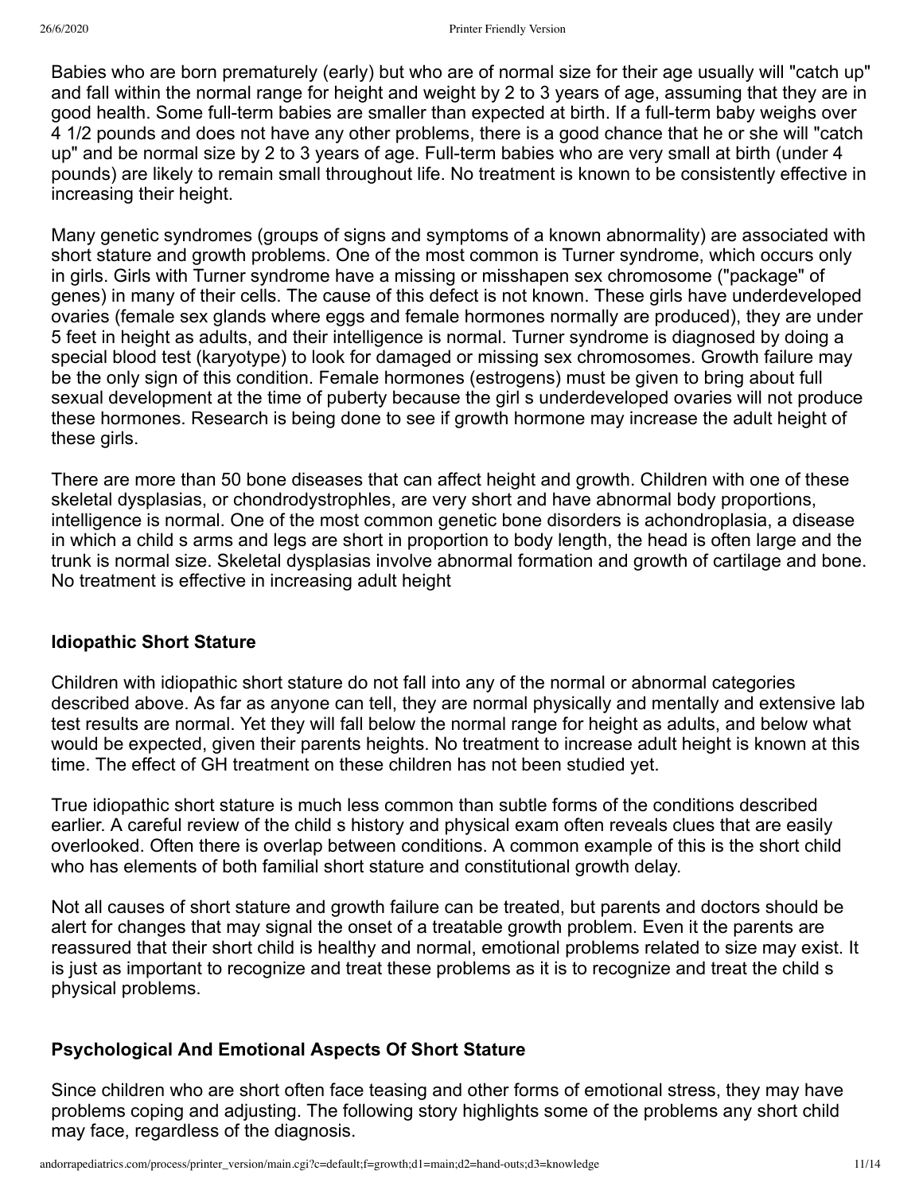Babies who are born prematurely (early) but who are of normal size for their age usually will "catch up" and fall within the normal range for height and weight by 2 to 3 years of age, assuming that they are in good health. Some full-term babies are smaller than expected at birth. If a full-term baby weighs over 4 1/2 pounds and does not have any other problems, there is a good chance that he or she will "catch up" and be normal size by 2 to 3 years of age. Full-term babies who are very small at birth (under 4 pounds) are likely to remain small throughout life. No treatment is known to be consistently effective in increasing their height.

Many genetic syndromes (groups of signs and symptoms of a known abnormality) are associated with short stature and growth problems. One of the most common is Turner syndrome, which occurs only in girls. Girls with Turner syndrome have a missing or misshapen sex chromosome ("package" of genes) in many of their cells. The cause of this defect is not known. These girls have underdeveloped ovaries (female sex glands where eggs and female hormones normally are produced), they are under 5 feet in height as adults, and their intelligence is normal. Turner syndrome is diagnosed by doing a special blood test (karyotype) to look for damaged or missing sex chromosomes. Growth failure may be the only sign of this condition. Female hormones (estrogens) must be given to bring about full sexual development at the time of puberty because the girl s underdeveloped ovaries will not produce these hormones. Research is being done to see if growth hormone may increase the adult height of these girls.

There are more than 50 bone diseases that can affect height and growth. Children with one of these skeletal dysplasias, or chondrodystrophles, are very short and have abnormal body proportions, intelligence is normal. One of the most common genetic bone disorders is achondroplasia, a disease in which a child s arms and legs are short in proportion to body length, the head is often large and the trunk is normal size. Skeletal dysplasias involve abnormal formation and growth of cartilage and bone. No treatment is effective in increasing adult height

### Idiopathic Short Stature

Children with idiopathic short stature do not fall into any of the normal or abnormal categories described above. As far as anyone can tell, they are normal physically and mentally and extensive lab test results are normal. Yet they will fall below the normal range for height as adults, and below what would be expected, given their parents heights. No treatment to increase adult height is known at this time. The effect of GH treatment on these children has not been studied yet.

True idiopathic short stature is much less common than subtle forms of the conditions described earlier. A careful review of the child s history and physical exam often reveals clues that are easily overlooked. Often there is overlap between conditions. A common example of this is the short child who has elements of both familial short stature and constitutional growth delay.

Not all causes of short stature and growth failure can be treated, but parents and doctors should be alert for changes that may signal the onset of a treatable growth problem. Even it the parents are reassured that their short child is healthy and normal, emotional problems related to size may exist. It is just as important to recognize and treat these problems as it is to recognize and treat the child s physical problems.

### Psychological And Emotional Aspects Of Short Stature

Since children who are short often face teasing and other forms of emotional stress, they may have problems coping and adjusting. The following story highlights some of the problems any short child may face, regardless of the diagnosis.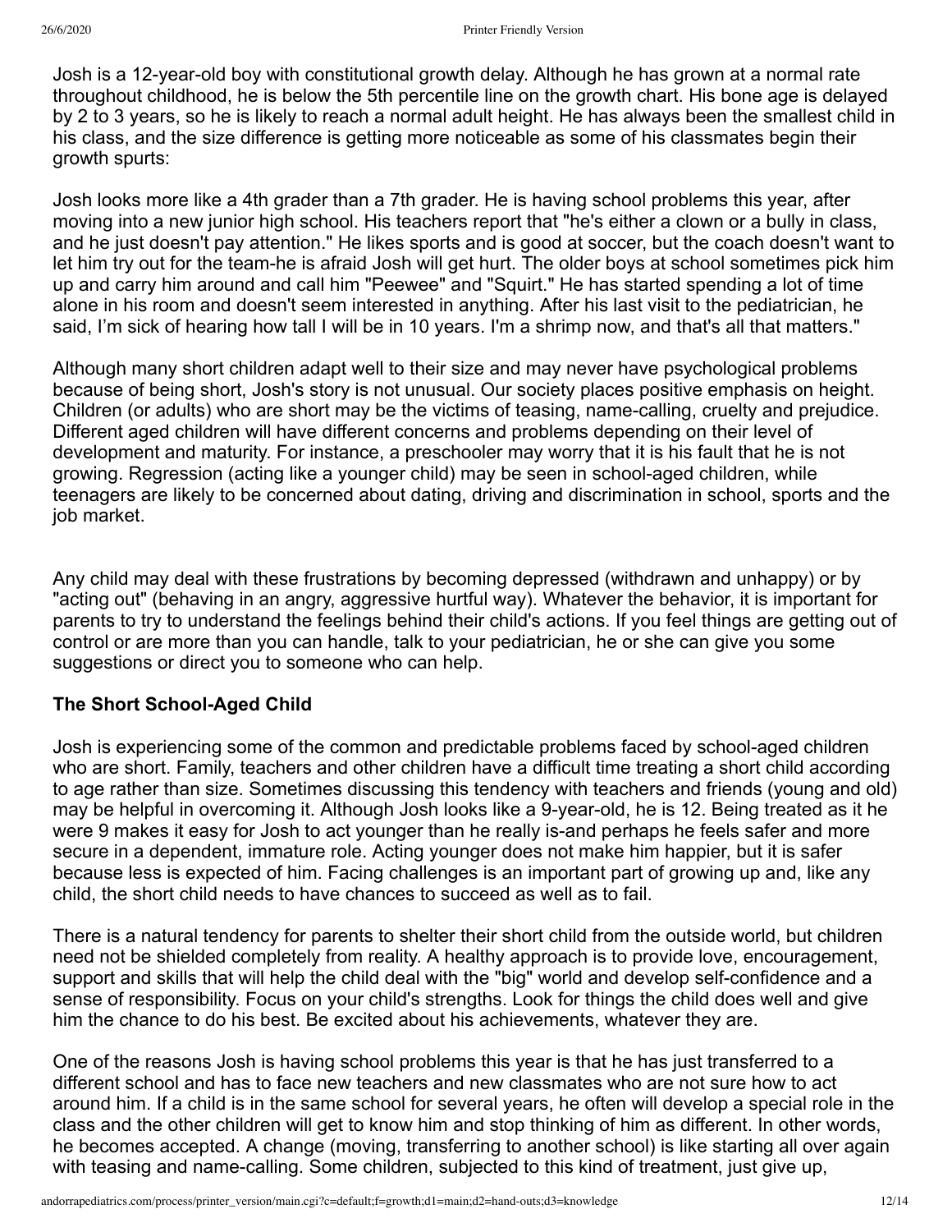Josh is a 12-year-old boy with constitutional growth delay. Although he has grown at a normal rate throughout childhood, he is below the 5th percentile line on the growth chart. His bone age is delayed by 2 to 3 years, so he is likely to reach a normal adult height. He has always been the smallest child in his class, and the size difference is getting more noticeable as some of his classmates begin their growth spurts:

Josh looks more like a 4th grader than a 7th grader. He is having school problems this year, after moving into a new junior high school. His teachers report that "he's either a clown or a bully in class, and he just doesn't pay attention." He likes sports and is good at soccer, but the coach doesn't want to let him try out for the team-he is afraid Josh will get hurt. The older boys at school sometimes pick him up and carry him around and call him "Peewee" and "Squirt." He has started spending a lot of time alone in his room and doesn't seem interested in anything. After his last visit to the pediatrician, he said, I'm sick of hearing how tall I will be in 10 years. I'm a shrimp now, and that's all that matters."

Although many short children adapt well to their size and may never have psychological problems because of being short, Josh's story is not unusual. Our society places positive emphasis on height. Children (or adults) who are short may be the victims of teasing, name-calling, cruelty and prejudice. Different aged children will have different concerns and problems depending on their level of development and maturity. For instance, a preschooler may worry that it is his fault that he is not growing. Regression (acting like a younger child) may be seen in school-aged children, while teenagers are likely to be concerned about dating, driving and discrimination in school, sports and the job market.

Any child may deal with these frustrations by becoming depressed (withdrawn and unhappy) or by "acting out" (behaving in an angry, aggressive hurtful way). Whatever the behavior, it is important for parents to try to understand the feelings behind their child's actions. If you feel things are getting out of control or are more than you can handle, talk to your pediatrician, he or she can give you some suggestions or direct you to someone who can help.

### The Short School-Aged Child

Josh is experiencing some of the common and predictable problems faced by school-aged children who are short. Family, teachers and other children have a difficult time treating a short child according to age rather than size. Sometimes discussing this tendency with teachers and friends (young and old) may be helpful in overcoming it. Although Josh looks like a 9-year-old, he is 12. Being treated as it he were 9 makes it easy for Josh to act younger than he really is-and perhaps he feels safer and more secure in a dependent, immature role. Acting younger does not make him happier, but it is safer because less is expected of him. Facing challenges is an important part of growing up and, like any child, the short child needs to have chances to succeed as well as to fail.

There is a natural tendency for parents to shelter their short child from the outside world, but children need not be shielded completely from reality. A healthy approach is to provide love, encouragement, support and skills that will help the child deal with the "big" world and develop self-confidence and a sense of responsibility. Focus on your child's strengths. Look for things the child does well and give him the chance to do his best. Be excited about his achievements, whatever they are.

One of the reasons Josh is having school problems this year is that he has just transferred to a different school and has to face new teachers and new classmates who are not sure how to act around him. If a child is in the same school for several years, he often will develop a special role in the class and the other children will get to know him and stop thinking of him as different. In other words, he becomes accepted. A change (moving, transferring to another school) is like starting all over again with teasing and name-calling. Some children, subjected to this kind of treatment, just give up,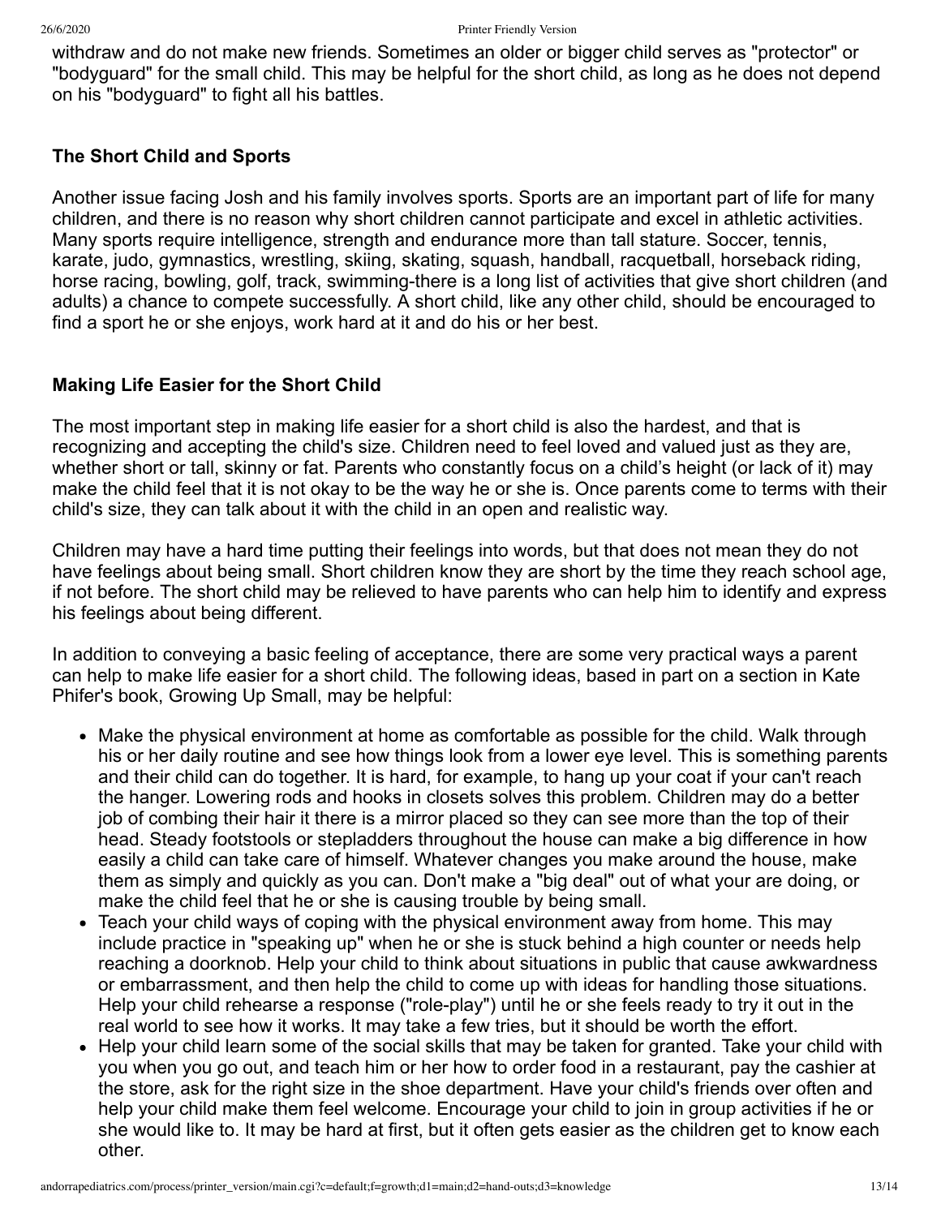withdraw and do not make new friends. Sometimes an older or bigger child serves as "protector" or "bodyguard" for the small child. This may be helpful for the short child, as long as he does not depend on his "bodyguard" to fight all his battles.

### The Short Child and Sports

Another issue facing Josh and his family involves sports. Sports are an important part of life for many children, and there is no reason why short children cannot participate and excel in athletic activities. Many sports require intelligence, strength and endurance more than tall stature. Soccer, tennis, karate, judo, gymnastics, wrestling, skiing, skating, squash, handball, racquetball, horseback riding, horse racing, bowling, golf, track, swimming-there is a long list of activities that give short children (and adults) a chance to compete successfully. A short child, like any other child, should be encouraged to find a sport he or she enjoys, work hard at it and do his or her best.

### Making Life Easier for the Short Child

The most important step in making life easier for a short child is also the hardest, and that is recognizing and accepting the child's size. Children need to feel loved and valued just as they are, whether short or tall, skinny or fat. Parents who constantly focus on a child's height (or lack of it) may make the child feel that it is not okay to be the way he or she is. Once parents come to terms with their child's size, they can talk about it with the child in an open and realistic way.

Children may have a hard time putting their feelings into words, but that does not mean they do not have feelings about being small. Short children know they are short by the time they reach school age, if not before. The short child may be relieved to have parents who can help him to identify and express his feelings about being different.

In addition to conveying a basic feeling of acceptance, there are some very practical ways a parent can help to make life easier for a short child. The following ideas, based in part on a section in Kate Phifer's book, Growing Up Small, may be helpful:

- Make the physical environment at home as comfortable as possible for the child. Walk through his or her daily routine and see how things look from a lower eye level. This is something parents and their child can do together. It is hard, for example, to hang up your coat if your can't reach the hanger. Lowering rods and hooks in closets solves this problem. Children may do a better job of combing their hair it there is a mirror placed so they can see more than the top of their head. Steady footstools or stepladders throughout the house can make a big difference in how easily a child can take care of himself. Whatever changes you make around the house, make them as simply and quickly as you can. Don't make a "big deal" out of what your are doing, or make the child feel that he or she is causing trouble by being small.
- Teach your child ways of coping with the physical environment away from home. This may include practice in "speaking up" when he or she is stuck behind a high counter or needs help reaching a doorknob. Help your child to think about situations in public that cause awkwardness or embarrassment, and then help the child to come up with ideas for handling those situations. Help your child rehearse a response ("role-play") until he or she feels ready to try it out in the real world to see how it works. It may take a few tries, but it should be worth the effort.
- Help your child learn some of the social skills that may be taken for granted. Take your child with you when you go out, and teach him or her how to order food in a restaurant, pay the cashier at the store, ask for the right size in the shoe department. Have your child's friends over often and help your child make them feel welcome. Encourage your child to join in group activities if he or she would like to. It may be hard at first, but it often gets easier as the children get to know each other.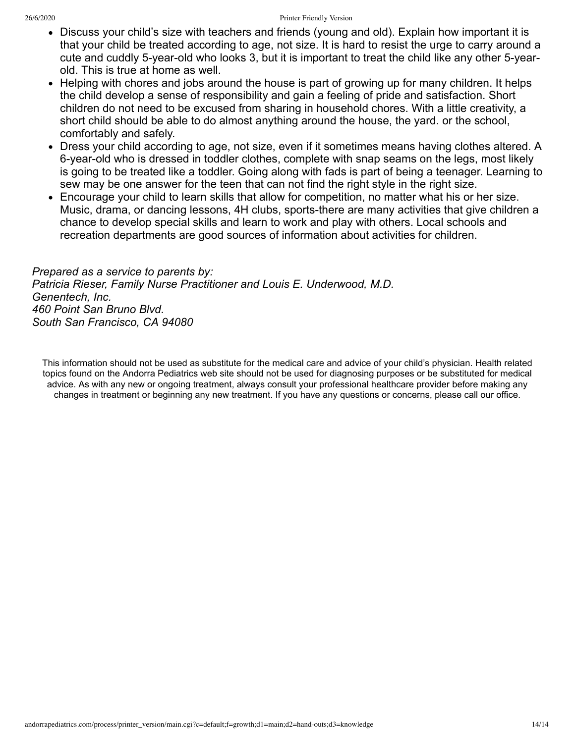- Discuss your child's size with teachers and friends (young and old). Explain how important it is that your child be treated according to age, not size. It is hard to resist the urge to carry around a cute and cuddly 5-year-old who looks 3, but it is important to treat the child like any other 5-year-old. This is true at home as well.
- Helping with chores and jobs around the house is part of growing up for many children. It helps the child develop a sense of responsibility and gain a feeling of pride and satisfaction. Short children do not need to be excused from sharing in household chores. With a little creativity, a short child should be able to do almost anything around the house, the yard. or the school, comfortably and safely.
- Dress your child according to age, not size, even if it sometimes means having clothes altered. A 6-year-old who is dressed in toddler clothes, complete with snap seams on the legs, most likely is going to be treated like a toddler. Going along with fads is part of being a teenager. Learning to sew may be one answer for the teen that can not find the right style in the right size.
- Encourage your child to learn skills that allow for competition, no matter what his or her size. Music, drama, or dancing lessons, 4H clubs, sports-there are many activities that give children a chance to develop special skills and learn to work and play with others. Local schools and recreation departments are good sources of information about activities for children.

*Prepared as a service to parents by:*
*Patricia Rieser, Family Nurse Practitioner and Louis E. Underwood, M.D.*
*Genentech, Inc.*
*460 Point San Bruno Blvd.*
*South San Francisco, CA 94080*

This information should not be used as substitute for the medical care and advice of your child's physician. Health related topics found on the Andorra Pediatrics web site should not be used for diagnosing purposes or be substituted for medical advice. As with any new or ongoing treatment, always consult your professional healthcare provider before making any changes in treatment or beginning any new treatment. If you have any questions or concerns, please call our office.